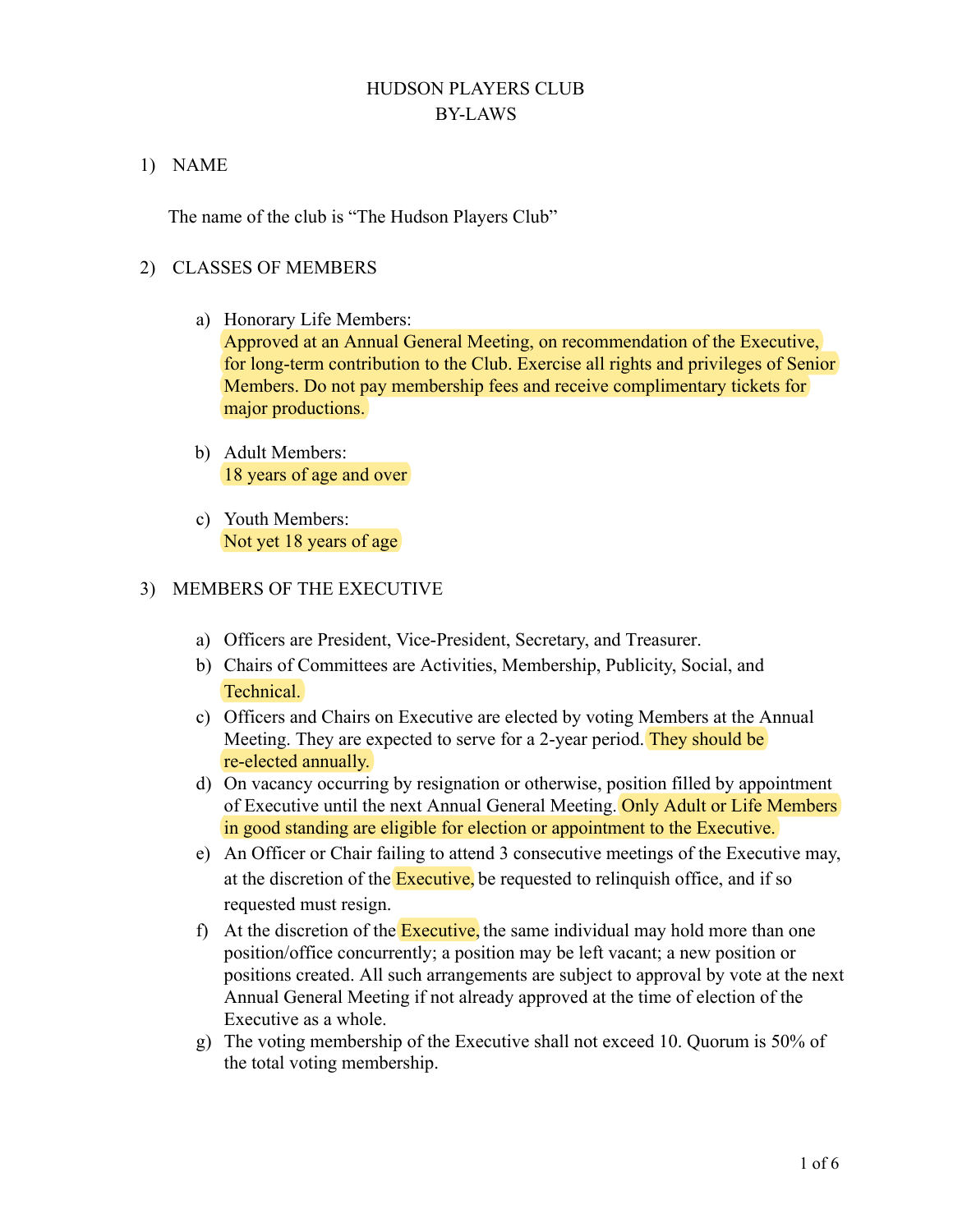# HUDSON PLAYERS CLUB
# BY-LAWS

1) NAME

The name of the club is "The Hudson Players Club"

2) CLASSES OF MEMBERS

a) Honorary Life Members:
Approved at an Annual General Meeting, on recommendation of the Executive, for long-term contribution to the Club. Exercise all rights and privileges of Senior Members. Do not pay membership fees and receive complimentary tickets for major productions.

b) Adult Members:
18 years of age and over

c) Youth Members:
Not yet 18 years of age

3) MEMBERS OF THE EXECUTIVE

a) Officers are President, Vice-President, Secretary, and Treasurer.
b) Chairs of Committees are Activities, Membership, Publicity, Social, and Technical.
c) Officers and Chairs on Executive are elected by voting Members at the Annual Meeting. They are expected to serve for a 2-year period. They should be re-elected annually.
d) On vacancy occurring by resignation or otherwise, position filled by appointment of Executive until the next Annual General Meeting. Only Adult or Life Members in good standing are eligible for election or appointment to the Executive.
e) An Officer or Chair failing to attend 3 consecutive meetings of the Executive may, at the discretion of the Executive, be requested to relinquish office, and if so requested must resign.
f) At the discretion of the Executive, the same individual may hold more than one position/office concurrently; a position may be left vacant; a new position or positions created. All such arrangements are subject to approval by vote at the next Annual General Meeting if not already approved at the time of election of the Executive as a whole.
g) The voting membership of the Executive shall not exceed 10. Quorum is 50% of the total voting membership.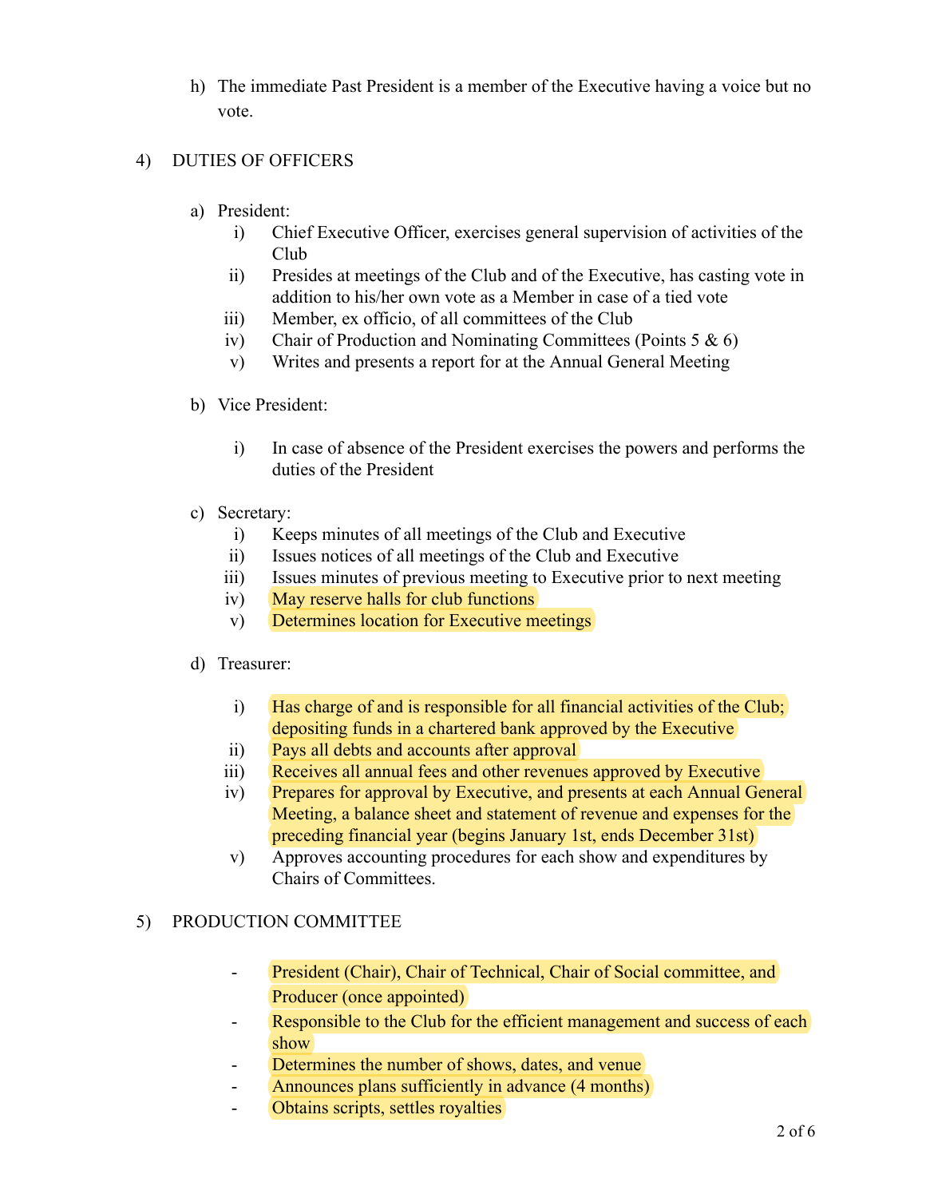h) The immediate Past President is a member of the Executive having a voice but no vote.

4) DUTIES OF OFFICERS

a) President:
   i) Chief Executive Officer, exercises general supervision of activities of the Club
   ii) Presides at meetings of the Club and of the Executive, has casting vote in addition to his/her own vote as a Member in case of a tied vote
   iii) Member, ex officio, of all committees of the Club
   iv) Chair of Production and Nominating Committees (Points 5 & 6)
   v) Writes and presents a report for at the Annual General Meeting

b) Vice President:
   i) In case of absence of the President exercises the powers and performs the duties of the President

c) Secretary:
   i) Keeps minutes of all meetings of the Club and Executive
   ii) Issues notices of all meetings of the Club and Executive
   iii) Issues minutes of previous meeting to Executive prior to next meeting
   iv) May reserve halls for club functions
   v) Determines location for Executive meetings

d) Treasurer:
   i) Has charge of and is responsible for all financial activities of the Club; depositing funds in a chartered bank approved by the Executive
   ii) Pays all debts and accounts after approval
   iii) Receives all annual fees and other revenues approved by Executive
   iv) Prepares for approval by Executive, and presents at each Annual General Meeting, a balance sheet and statement of revenue and expenses for the preceding financial year (begins January 1st, ends December 31st)
   v) Approves accounting procedures for each show and expenditures by Chairs of Committees.

5) PRODUCTION COMMITTEE

- President (Chair), Chair of Technical, Chair of Social committee, and Producer (once appointed)
- Responsible to the Club for the efficient management and success of each show
- Determines the number of shows, dates, and venue
- Announces plans sufficiently in advance (4 months)
- Obtains scripts, settles royalties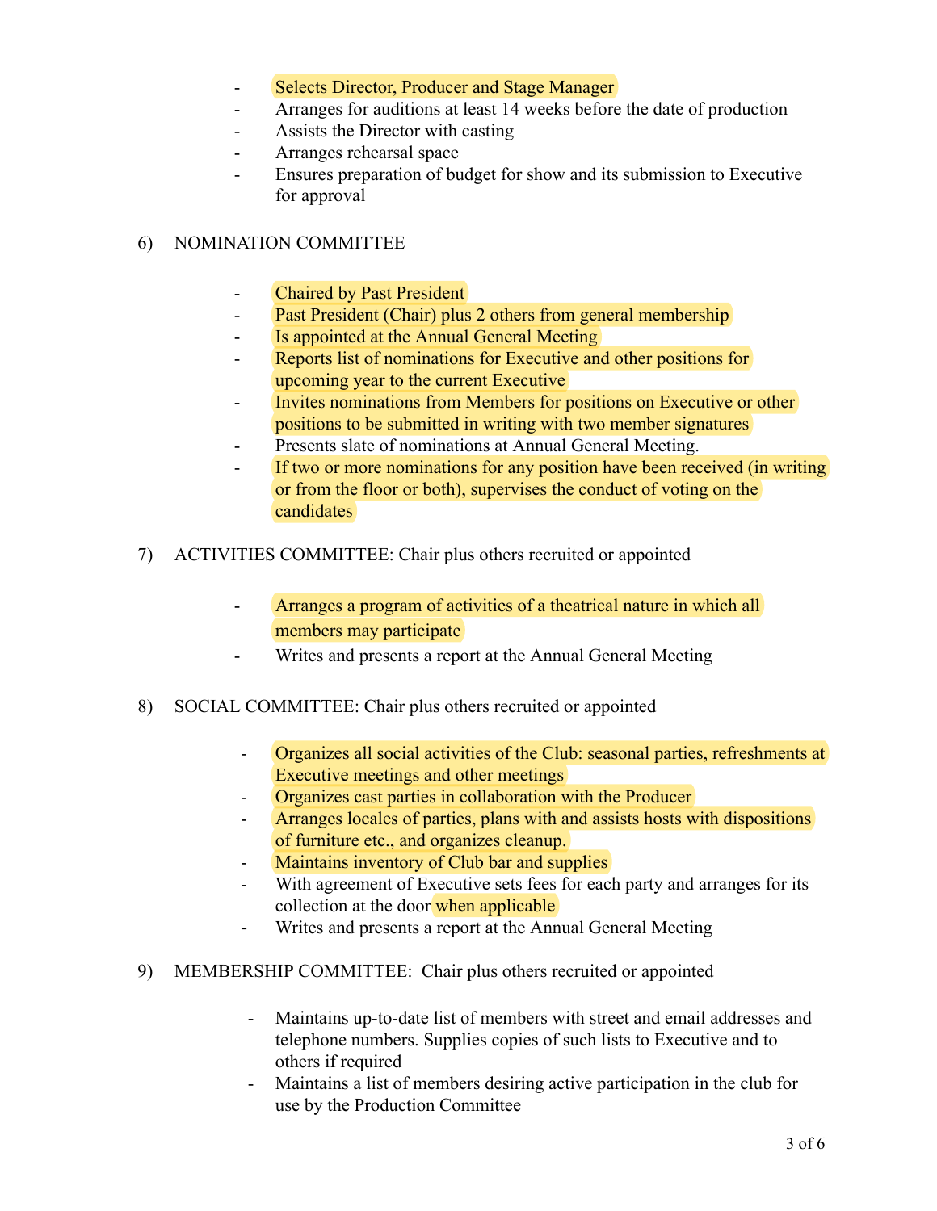- Selects Director, Producer and Stage Manager
- Arranges for auditions at least 14 weeks before the date of production
- Assists the Director with casting
- Arranges rehearsal space
- Ensures preparation of budget for show and its submission to Executive for approval

6) NOMINATION COMMITTEE

- Chaired by Past President
- Past President (Chair) plus 2 others from general membership
- Is appointed at the Annual General Meeting
- Reports list of nominations for Executive and other positions for upcoming year to the current Executive
- Invites nominations from Members for positions on Executive or other positions to be submitted in writing with two member signatures
- Presents slate of nominations at Annual General Meeting.
- If two or more nominations for any position have been received (in writing or from the floor or both), supervises the conduct of voting on the candidates

7) ACTIVITIES COMMITTEE: Chair plus others recruited or appointed

- Arranges a program of activities of a theatrical nature in which all members may participate
- Writes and presents a report at the Annual General Meeting

8) SOCIAL COMMITTEE: Chair plus others recruited or appointed

- Organizes all social activities of the Club: seasonal parties, refreshments at Executive meetings and other meetings
- Organizes cast parties in collaboration with the Producer
- Arranges locales of parties, plans with and assists hosts with dispositions of furniture etc., and organizes cleanup.
- Maintains inventory of Club bar and supplies
- With agreement of Executive sets fees for each party and arranges for its collection at the door when applicable
- Writes and presents a report at the Annual General Meeting

9) MEMBERSHIP COMMITTEE: Chair plus others recruited or appointed

- Maintains up-to-date list of members with street and email addresses and telephone numbers. Supplies copies of such lists to Executive and to others if required
- Maintains a list of members desiring active participation in the club for use by the Production Committee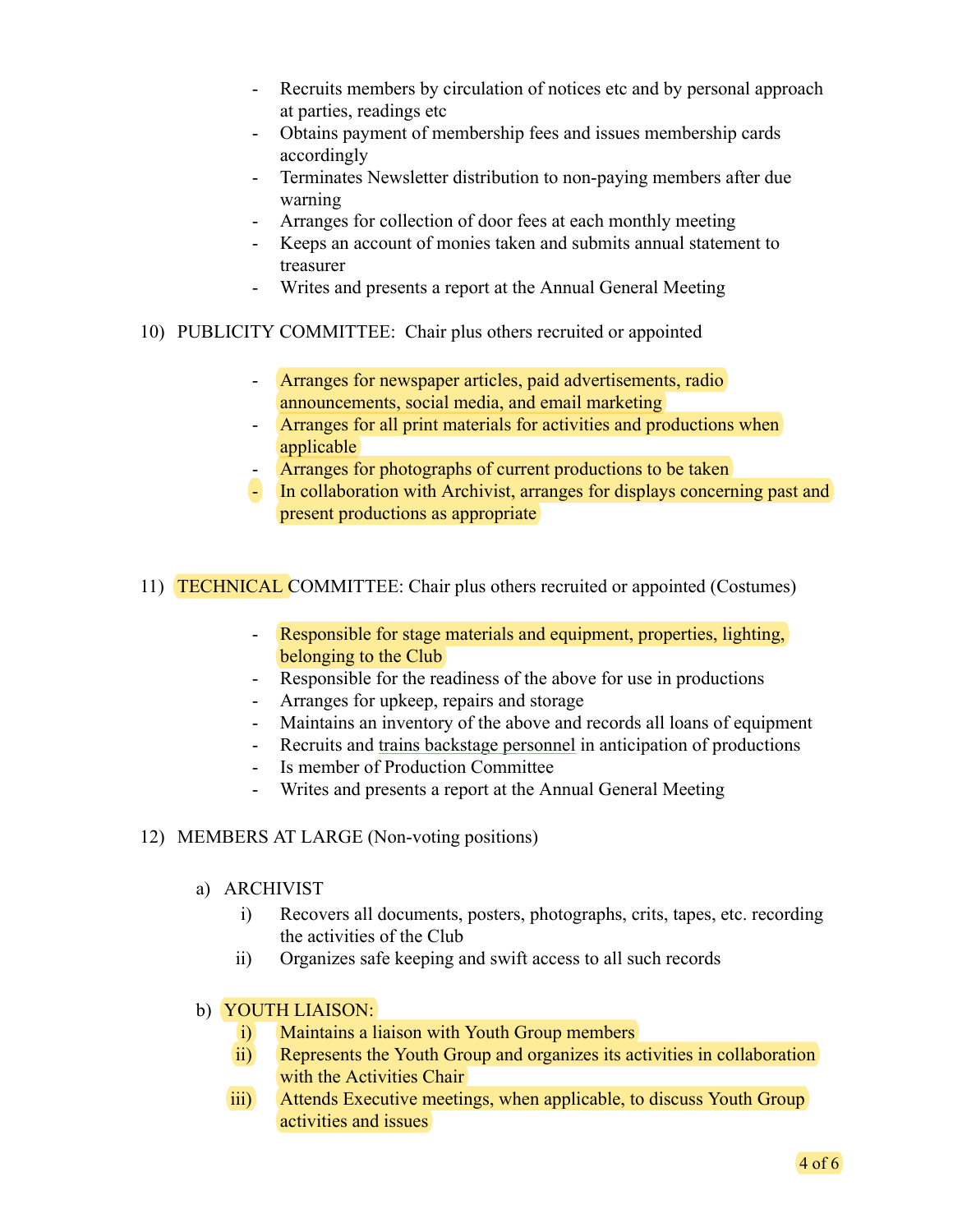- Recruits members by circulation of notices etc and by personal approach at parties, readings etc
- Obtains payment of membership fees and issues membership cards accordingly
- Terminates Newsletter distribution to non-paying members after due warning
- Arranges for collection of door fees at each monthly meeting
- Keeps an account of monies taken and submits annual statement to treasurer
- Writes and presents a report at the Annual General Meeting

10) PUBLICITY COMMITTEE: Chair plus others recruited or appointed

- Arranges for newspaper articles, paid advertisements, radio announcements, social media, and email marketing
- Arranges for all print materials for activities and productions when applicable
- Arranges for photographs of current productions to be taken
- In collaboration with Archivist, arranges for displays concerning past and present productions as appropriate

11) TECHNICAL COMMITTEE: Chair plus others recruited or appointed (Costumes)

- Responsible for stage materials and equipment, properties, lighting, belonging to the Club
- Responsible for the readiness of the above for use in productions
- Arranges for upkeep, repairs and storage
- Maintains an inventory of the above and records all loans of equipment
- Recruits and trains backstage personnel in anticipation of productions
- Is member of Production Committee
- Writes and presents a report at the Annual General Meeting

12) MEMBERS AT LARGE (Non-voting positions)

a) ARCHIVIST
   i) Recovers all documents, posters, photographs, crits, tapes, etc. recording the activities of the Club
   ii) Organizes safe keeping and swift access to all such records

b) YOUTH LIAISON:
   i) Maintains a liaison with Youth Group members
   ii) Represents the Youth Group and organizes its activities in collaboration with the Activities Chair
   iii) Attends Executive meetings, when applicable, to discuss Youth Group activities and issues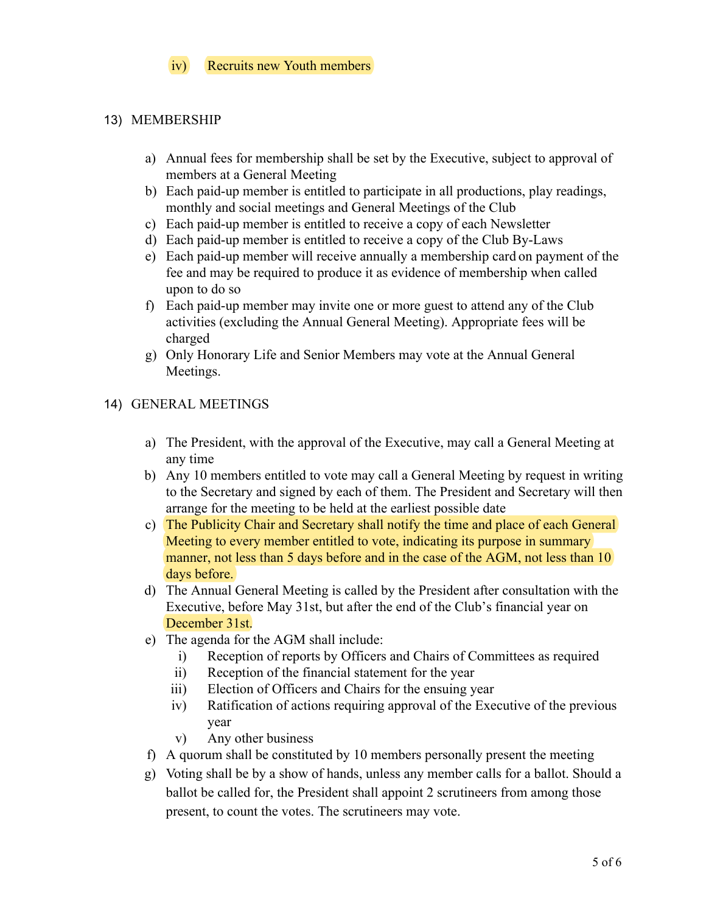iv) Recruits new Youth members

13) MEMBERSHIP

a) Annual fees for membership shall be set by the Executive, subject to approval of members at a General Meeting
b) Each paid-up member is entitled to participate in all productions, play readings, monthly and social meetings and General Meetings of the Club
c) Each paid-up member is entitled to receive a copy of each Newsletter
d) Each paid-up member is entitled to receive a copy of the Club By-Laws
e) Each paid-up member will receive annually a membership card on payment of the fee and may be required to produce it as evidence of membership when called upon to do so
f) Each paid-up member may invite one or more guest to attend any of the Club activities (excluding the Annual General Meeting). Appropriate fees will be charged
g) Only Honorary Life and Senior Members may vote at the Annual General Meetings.

14) GENERAL MEETINGS

a) The President, with the approval of the Executive, may call a General Meeting at any time
b) Any 10 members entitled to vote may call a General Meeting by request in writing to the Secretary and signed by each of them. The President and Secretary will then arrange for the meeting to be held at the earliest possible date
c) The Publicity Chair and Secretary shall notify the time and place of each General Meeting to every member entitled to vote, indicating its purpose in summary manner, not less than 5 days before and in the case of the AGM, not less than 10 days before.
d) The Annual General Meeting is called by the President after consultation with the Executive, before May 31st, but after the end of the Club's financial year on December 31st.
e) The agenda for the AGM shall include:
   i) Reception of reports by Officers and Chairs of Committees as required
   ii) Reception of the financial statement for the year
   iii) Election of Officers and Chairs for the ensuing year
   iv) Ratification of actions requiring approval of the Executive of the previous year
   v) Any other business
f) A quorum shall be constituted by 10 members personally present the meeting
g) Voting shall be by a show of hands, unless any member calls for a ballot. Should a ballot be called for, the President shall appoint 2 scrutineers from among those present, to count the votes. The scrutineers may vote.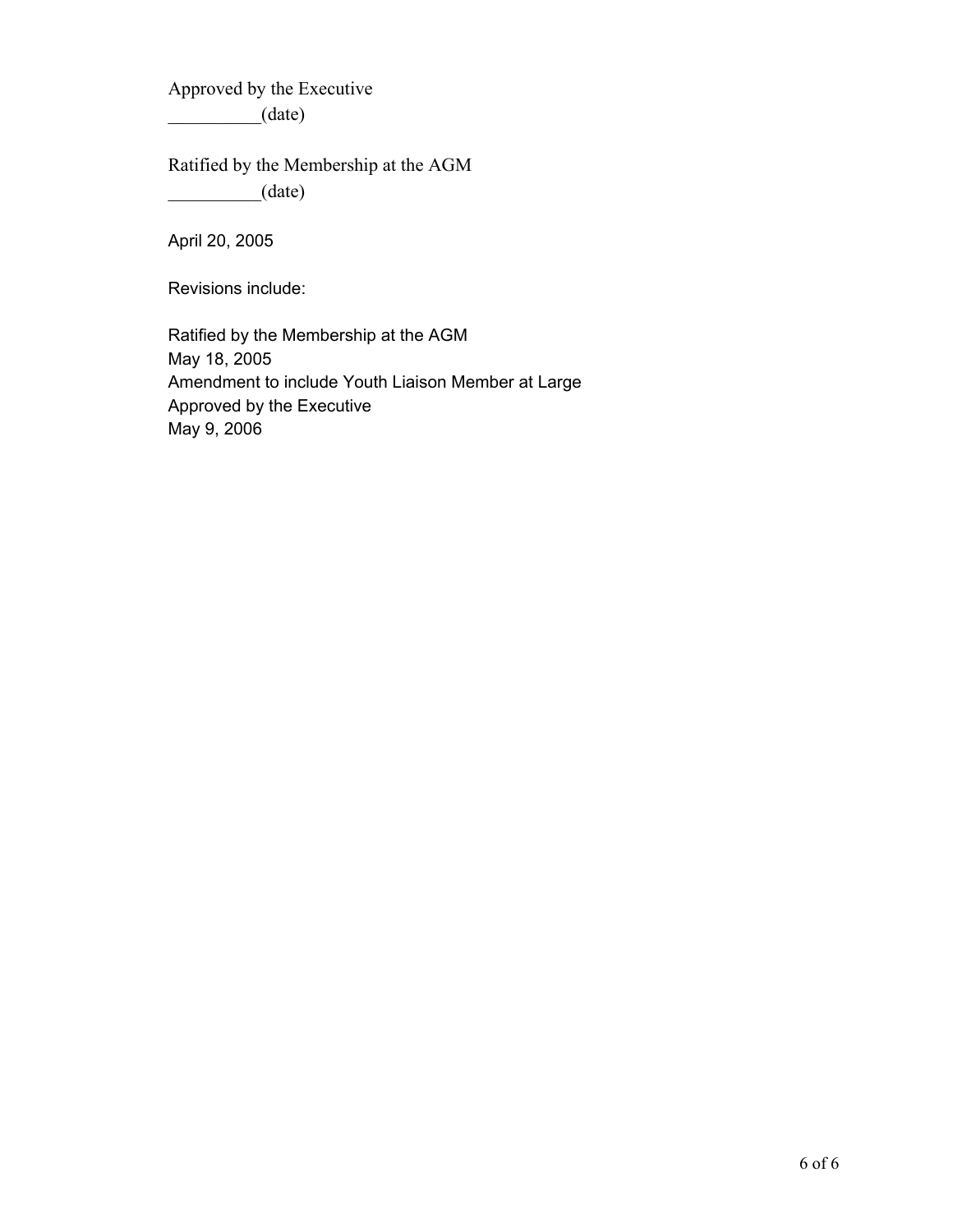Approved by the Executive
__________(date)

Ratified by the Membership at the AGM
__________(date)

April 20, 2005

Revisions include:

Ratified by the Membership at the AGM
May 18, 2005
Amendment to include Youth Liaison Member at Large
Approved by the Executive
May 9, 2006